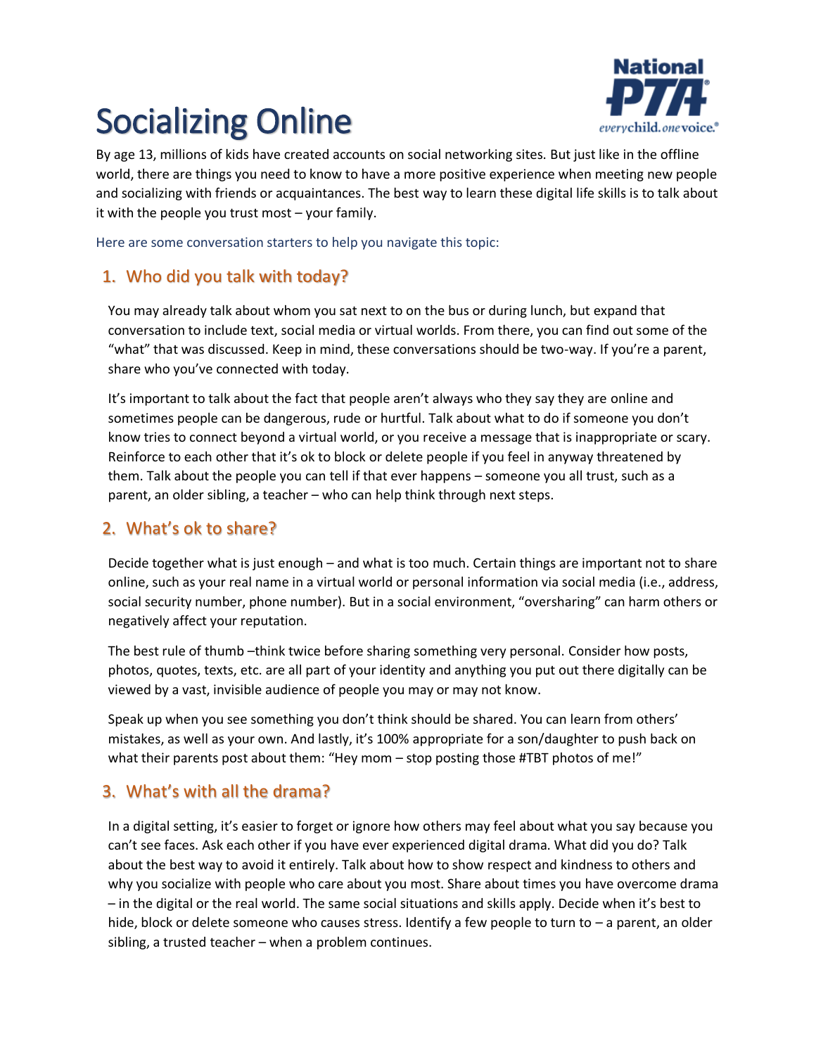# Socializing Online

By age 13, millions of kids have created accounts on social networking sites. But just like in the offline world, there are things you need to know to have a more positive experience when meeting new people and socializing with friends or acquaintances. The best way to learn these digital life skills is to talk about it with the people you trust most – your family.

Here are some conversation starters to help you navigate this topic:

## 1. Who did you talk with today?

You may already talk about whom you sat next to on the bus or during lunch, but expand that conversation to include text, social media or virtual worlds. From there, you can find out some of the "what" that was discussed. Keep in mind, these conversations should be two-way. If you're a parent, share who you've connected with today.

It's important to talk about the fact that people aren't always who they say they are online and sometimes people can be dangerous, rude or hurtful. Talk about what to do if someone you don't know tries to connect beyond a virtual world, or you receive a message that is inappropriate or scary. Reinforce to each other that it's ok to block or delete people if you feel in anyway threatened by them. Talk about the people you can tell if that ever happens – someone you all trust, such as a parent, an older sibling, a teacher – who can help think through next steps.

## 2. What's ok to share?

Decide together what is just enough – and what is too much. Certain things are important not to share online, such as your real name in a virtual world or personal information via social media (i.e., address, social security number, phone number). But in a social environment, "oversharing" can harm others or negatively affect your reputation.

The best rule of thumb –think twice before sharing something very personal. Consider how posts, photos, quotes, texts, etc. are all part of your identity and anything you put out there digitally can be viewed by a vast, invisible audience of people you may or may not know.

Speak up when you see something you don't think should be shared. You can learn from others' mistakes, as well as your own. And lastly, it's 100% appropriate for a son/daughter to push back on what their parents post about them: "Hey mom – stop posting those #TBT photos of me!"

## 3. What's with all the drama?

In a digital setting, it's easier to forget or ignore how others may feel about what you say because you can't see faces. Ask each other if you have ever experienced digital drama. What did you do? Talk about the best way to avoid it entirely. Talk about how to show respect and kindness to others and why you socialize with people who care about you most. Share about times you have overcome drama – in the digital or the real world. The same social situations and skills apply. Decide when it's best to hide, block or delete someone who causes stress. Identify a few people to turn to – a parent, an older sibling, a trusted teacher – when a problem continues.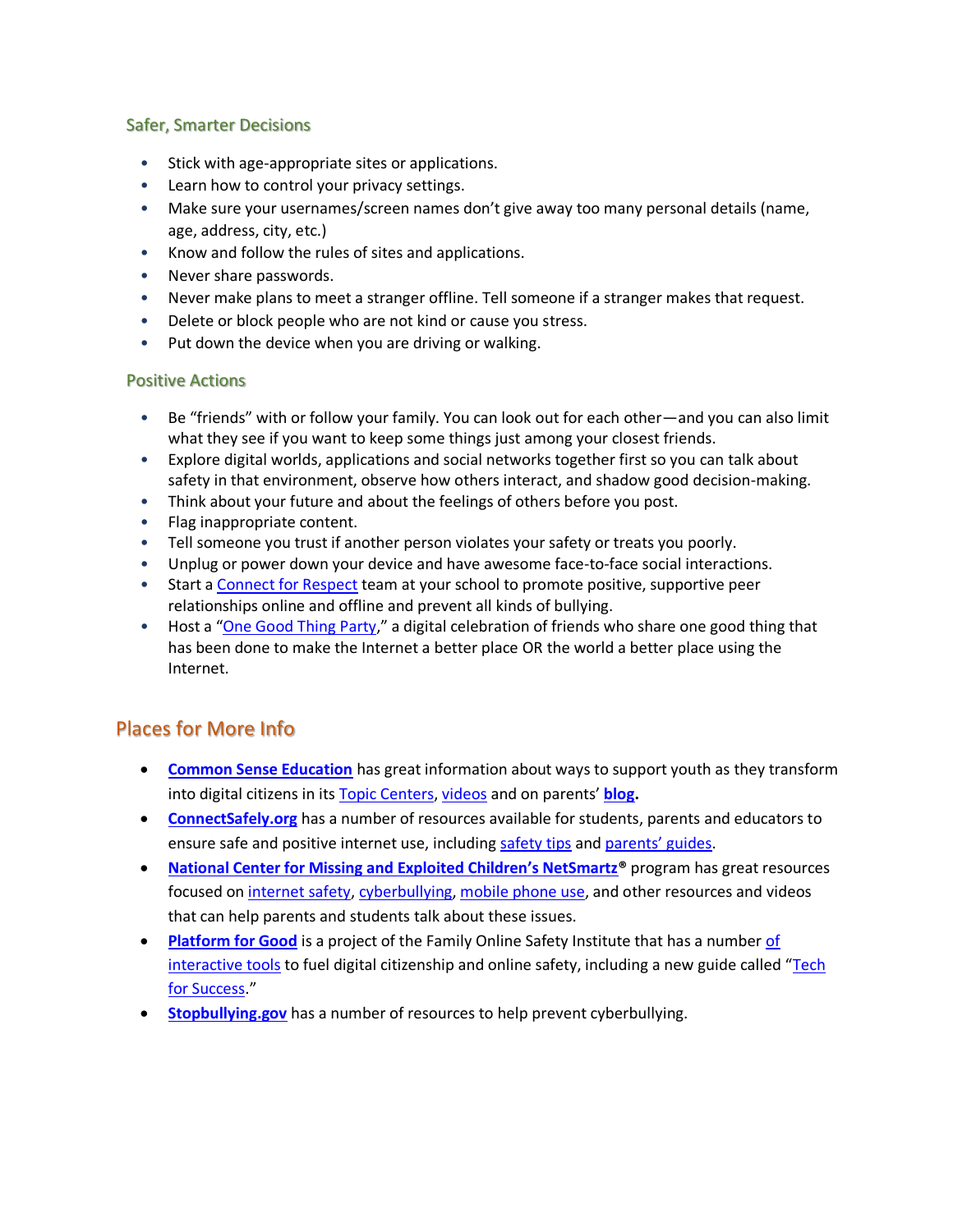### Safer, Smarter Decisions

- Stick with age-appropriate sites or applications.
- Learn how to control your privacy settings.
- Make sure your usernames/screen names don't give away too many personal details (name, age, address, city, etc.)
- Know and follow the rules of sites and applications.
- Never share passwords.
- Never make plans to meet a stranger offline. Tell someone if a stranger makes that request.
- Delete or block people who are not kind or cause you stress.
- Put down the device when you are driving or walking.

### Positive Actions

- Be "friends" with or follow your family. You can look out for each other—and you can also limit what they see if you want to keep some things just among your closest friends.
- Explore digital worlds, applications and social networks together first so you can talk about safety in that environment, observe how others interact, and shadow good decision-making.
- Think about your future and about the feelings of others before you post.
- Flag inappropriate content.
- Tell someone you trust if another person violates your safety or treats you poorly.
- Unplug or power down your device and have awesome face-to-face social interactions.
- Start a Connect for Respect team at your school to promote positive, supportive peer relationships online and offline and prevent all kinds of bullying.
- Host a "One Good Thing Party," a digital celebration of friends who share one good thing that has been done to make the Internet a better place OR the world a better place using the Internet.

## Places for More Info

- **Common Sense Education** has great information about ways to support youth as they transform into digital citizens in its Topic Centers, videos and on parents' **blog.**
- **ConnectSafely.org** has a number of resources available for students, parents and educators to ensure safe and positive internet use, including safety tips and parents' guides.
- **National Center for Missing and Exploited Children's NetSmartz**® program has great resources focused on internet safety, cyberbullying, mobile phone use, and other resources and videos that can help parents and students talk about these issues.
- **Platform for Good** is a project of the Family Online Safety Institute that has a number of interactive tools to fuel digital citizenship and online safety, including a new guide called "Tech for Success."
- **Stopbullying.gov** has a number of resources to help prevent cyberbullying.